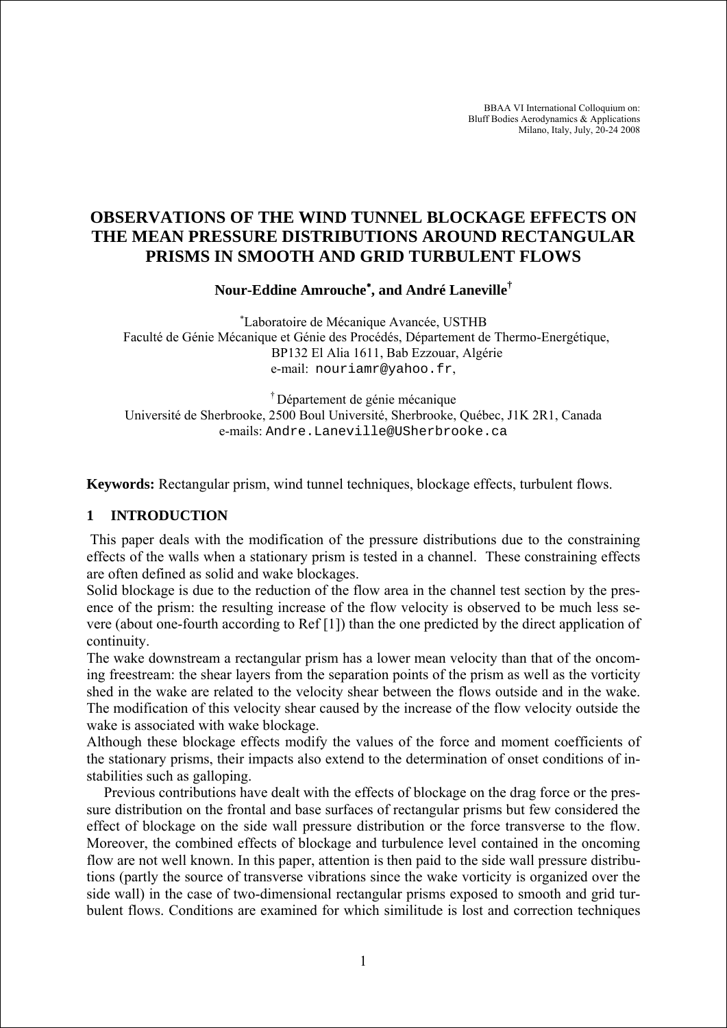BBAA VI International Colloquium on:
Bluff Bodies Aerodynamics & Applications
Milano, Italy, July, 20-24 2008

# OBSERVATIONS OF THE WIND TUNNEL BLOCKAGE EFFECTS ON THE MEAN PRESSURE DISTRIBUTIONS AROUND RECTANGULAR PRISMS IN SMOOTH AND GRID TURBULENT FLOWS

**Nour-Eddine Amrouche[*], and André Laneville[†]**

[*] Laboratoire de Mécanique Avancée, USTHB
Faculté de Génie Mécanique et Génie des Procédés, Département de Thermo-Energétique,
BP132 El Alia 1611, Bab Ezzouar, Algérie
e-mail: nouriamr@yahoo.fr,

[†] Département de génie mécanique
Université de Sherbrooke, 2500 Boul Université, Sherbrooke, Québec, J1K 2R1, Canada
e-mails: Andre.Laneville@USherbrooke.ca

**Keywords:** Rectangular prism, wind tunnel techniques, blockage effects, turbulent flows.

## 1 INTRODUCTION

This paper deals with the modification of the pressure distributions due to the constraining effects of the walls when a stationary prism is tested in a channel. These constraining effects are often defined as solid and wake blockages.

Solid blockage is due to the reduction of the flow area in the channel test section by the presence of the prism: the resulting increase of the flow velocity is observed to be much less severe (about one-fourth according to Ref [1]) than the one predicted by the direct application of continuity.

The wake downstream a rectangular prism has a lower mean velocity than that of the oncoming freestream: the shear layers from the separation points of the prism as well as the vorticity shed in the wake are related to the velocity shear between the flows outside and in the wake. The modification of this velocity shear caused by the increase of the flow velocity outside the wake is associated with wake blockage.

Although these blockage effects modify the values of the force and moment coefficients of the stationary prisms, their impacts also extend to the determination of onset conditions of instabilities such as galloping.

Previous contributions have dealt with the effects of blockage on the drag force or the pressure distribution on the frontal and base surfaces of rectangular prisms but few considered the effect of blockage on the side wall pressure distribution or the force transverse to the flow. Moreover, the combined effects of blockage and turbulence level contained in the oncoming flow are not well known. In this paper, attention is then paid to the side wall pressure distributions (partly the source of transverse vibrations since the wake vorticity is organized over the side wall) in the case of two-dimensional rectangular prisms exposed to smooth and grid turbulent flows. Conditions are examined for which similitude is lost and correction techniques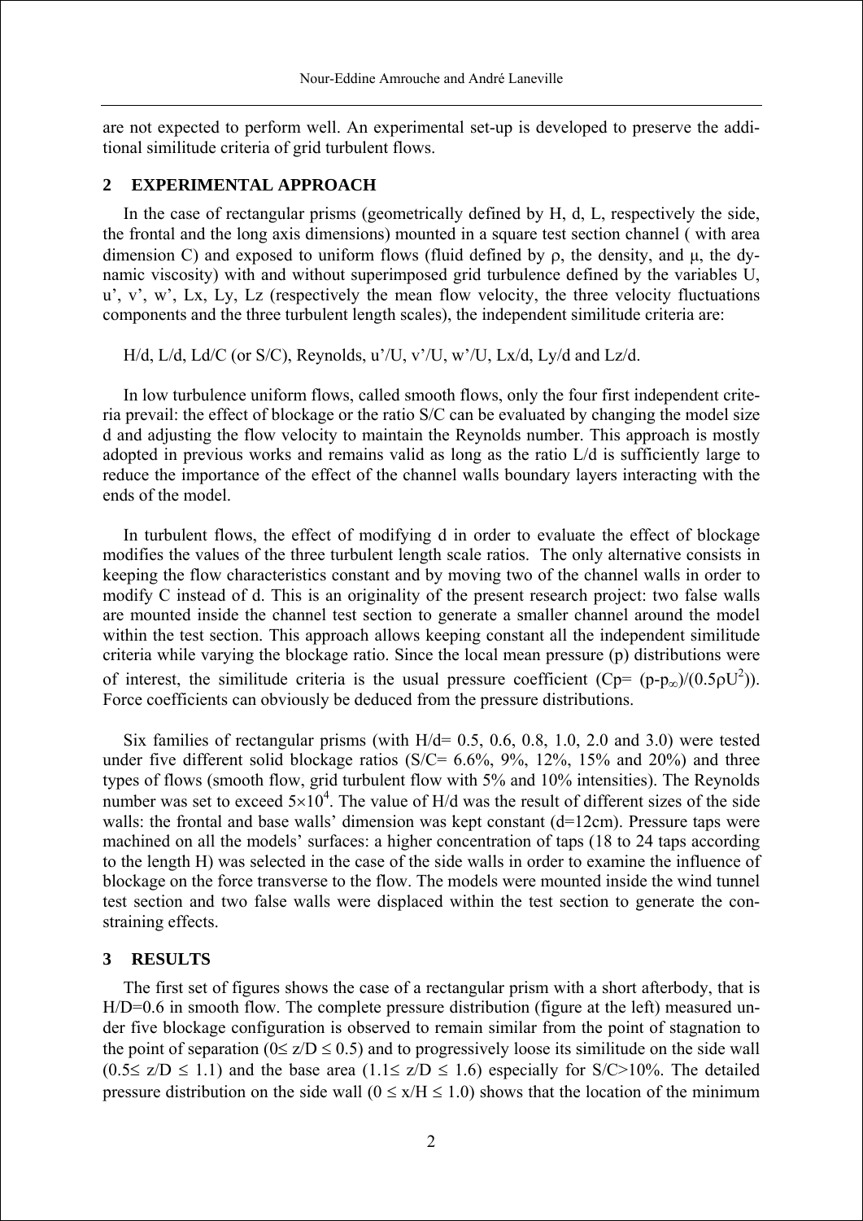are not expected to perform well. An experimental set-up is developed to preserve the additional similitude criteria of grid turbulent flows.

## 2 EXPERIMENTAL APPROACH

In the case of rectangular prisms (geometrically defined by H, d, L, respectively the side, the frontal and the long axis dimensions) mounted in a square test section channel ( with area dimension C) and exposed to uniform flows (fluid defined by $\rho$, the density, and $\mu$, the dynamic viscosity) with and without superimposed grid turbulence defined by the variables U, u', v', w', Lx, Ly, Lz (respectively the mean flow velocity, the three velocity fluctuations components and the three turbulent length scales), the independent similitude criteria are:

H/d, L/d, Ld/C (or S/C), Reynolds, u'/U, v'/U, w'/U, Lx/d, Ly/d and Lz/d.

In low turbulence uniform flows, called smooth flows, only the four first independent criteria prevail: the effect of blockage or the ratio S/C can be evaluated by changing the model size d and adjusting the flow velocity to maintain the Reynolds number. This approach is mostly adopted in previous works and remains valid as long as the ratio L/d is sufficiently large to reduce the importance of the effect of the channel walls boundary layers interacting with the ends of the model.

In turbulent flows, the effect of modifying d in order to evaluate the effect of blockage modifies the values of the three turbulent length scale ratios. The only alternative consists in keeping the flow characteristics constant and by moving two of the channel walls in order to modify C instead of d. This is an originality of the present research project: two false walls are mounted inside the channel test section to generate a smaller channel around the model within the test section. This approach allows keeping constant all the independent similitude criteria while varying the blockage ratio. Since the local mean pressure (p) distributions were of interest, the similitude criteria is the usual pressure coefficient ($Cp= (p-p_\infty)/(0.5\rho U^2)$). Force coefficients can obviously be deduced from the pressure distributions.

Six families of rectangular prisms (with H/d= 0.5, 0.6, 0.8, 1.0, 2.0 and 3.0) were tested under five different solid blockage ratios (S/C= 6.6%, 9%, 12%, 15% and 20%) and three types of flows (smooth flow, grid turbulent flow with 5% and 10% intensities). The Reynolds number was set to exceed $5\times10^4$. The value of H/d was the result of different sizes of the side walls: the frontal and base walls' dimension was kept constant (d=12cm). Pressure taps were machined on all the models' surfaces: a higher concentration of taps (18 to 24 taps according to the length H) was selected in the case of the side walls in order to examine the influence of blockage on the force transverse to the flow. The models were mounted inside the wind tunnel test section and two false walls were displaced within the test section to generate the constraining effects.

## 3 RESULTS

The first set of figures shows the case of a rectangular prism with a short afterbody, that is H/D=0.6 in smooth flow. The complete pressure distribution (figure at the left) measured under five blockage configuration is observed to remain similar from the point of stagnation to the point of separation ($0\leq z/D \leq 0.5$) and to progressively loose its similitude on the side wall ($0.5\leq z/D \leq 1.1$) and the base area ($1.1\leq z/D \leq 1.6$) especially for S/C>10%. The detailed pressure distribution on the side wall ($0 \leq x/H \leq 1.0$) shows that the location of the minimum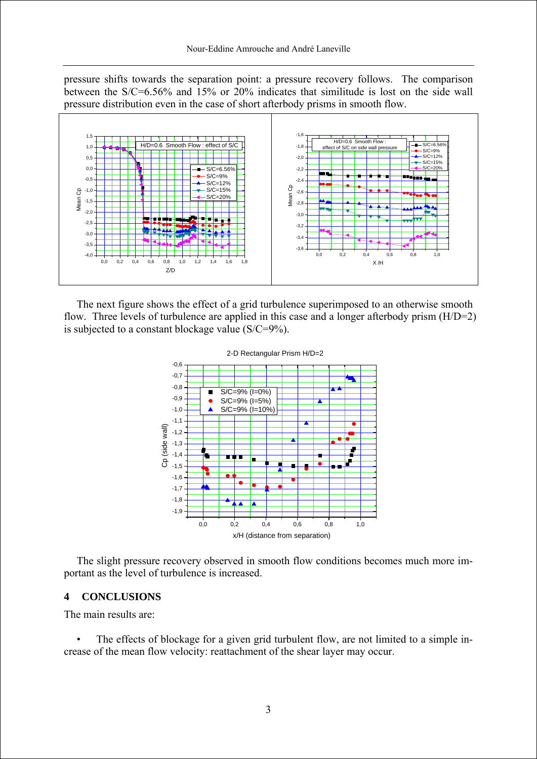pressure shifts towards the separation point: a pressure recovery follows. The comparison between the S/C=6.56% and 15% or 20% indicates that similitude is lost on the side wall pressure distribution even in the case of short afterbody prisms in smooth flow.

The next figure shows the effect of a grid turbulence superimposed to an otherwise smooth flow. Three levels of turbulence are applied in this case and a longer afterbody prism (H/D=2) is subjected to a constant blockage value (S/C=9%).

The slight pressure recovery observed in smooth flow conditions becomes much more important as the level of turbulence is increased.

## 4 CONCLUSIONS

The main results are:

- The effects of blockage for a given grid turbulent flow, are not limited to a simple increase of the mean flow velocity: reattachment of the shear layer may occur.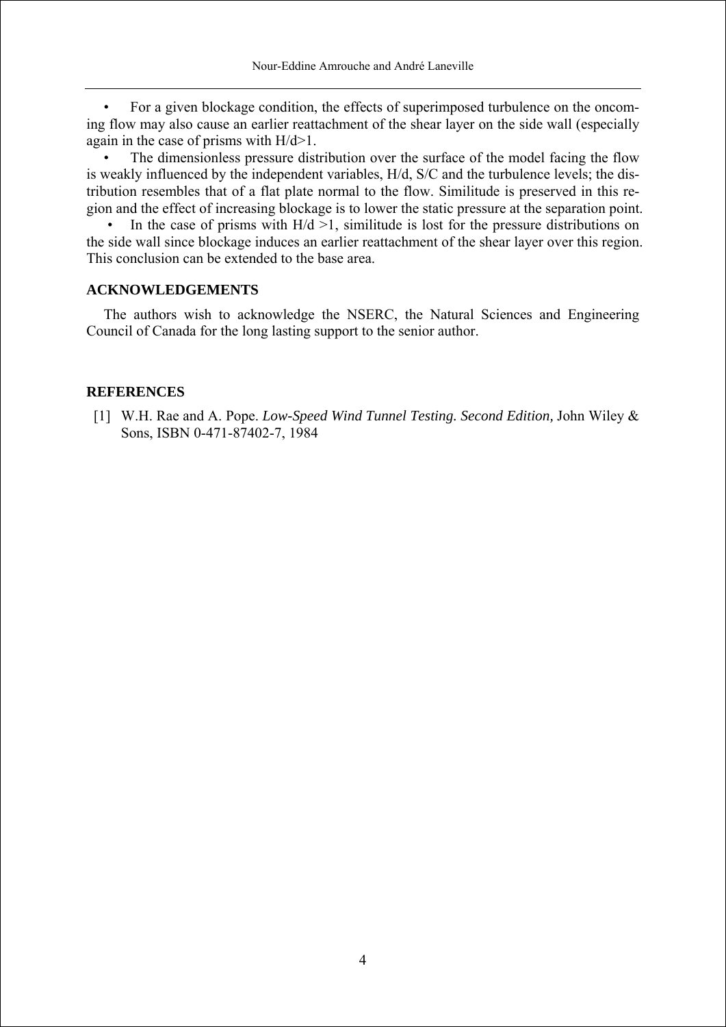- For a given blockage condition, the effects of superimposed turbulence on the oncoming flow may also cause an earlier reattachment of the shear layer on the side wall (especially again in the case of prisms with H/d>1.
- The dimensionless pressure distribution over the surface of the model facing the flow is weakly influenced by the independent variables, H/d, S/C and the turbulence levels; the distribution resembles that of a flat plate normal to the flow. Similitude is preserved in this region and the effect of increasing blockage is to lower the static pressure at the separation point.
- In the case of prisms with H/d >1, similitude is lost for the pressure distributions on the side wall since blockage induces an earlier reattachment of the shear layer over this region. This conclusion can be extended to the base area.

## ACKNOWLEDGEMENTS

The authors wish to acknowledge the NSERC, the Natural Sciences and Engineering Council of Canada for the long lasting support to the senior author.

## REFERENCES

[1] W.H. Rae and A. Pope. *Low-Speed Wind Tunnel Testing. Second Edition,* John Wiley & Sons, ISBN 0-471-87402-7, 1984